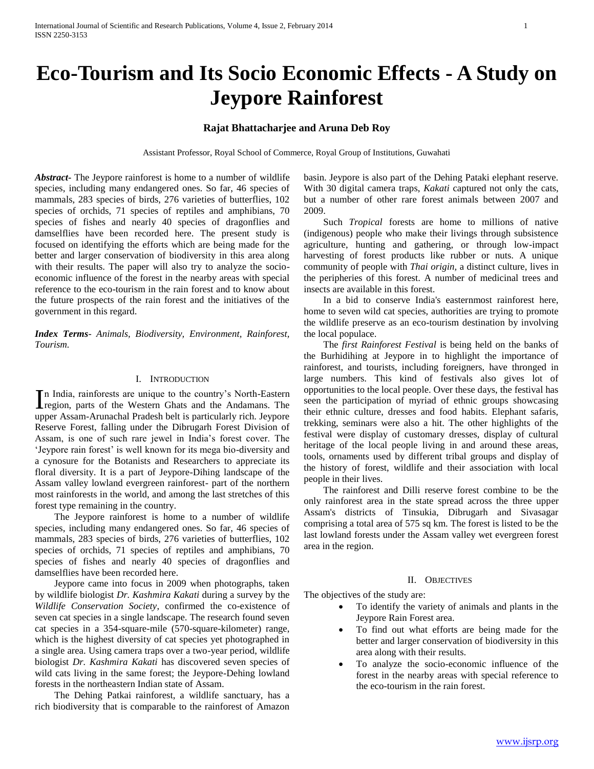# Eco-Tourism and Its Socio Economic Effects - A Study on Jeypore Rainforest

**Rajat Bhattacharjee and Aruna Deb Roy**

Assistant Professor, Royal School of Commerce, Royal Group of Institutions, Guwahati

***Abstract-*** The Jeypore rainforest is home to a number of wildlife species, including many endangered ones. So far, 46 species of mammals, 283 species of birds, 276 varieties of butterflies, 102 species of orchids, 71 species of reptiles and amphibians, 70 species of fishes and nearly 40 species of dragonflies and damselflies have been recorded here. The present study is focused on identifying the efforts which are being made for the better and larger conservation of biodiversity in this area along with their results. The paper will also try to analyze the socio-economic influence of the forest in the nearby areas with special reference to the eco-tourism in the rain forest and to know about the future prospects of the rain forest and the initiatives of the government in this regard.

***Index Terms-*** *Animals, Biodiversity, Environment, Rainforest, Tourism.*

## I. Introduction

In India, rainforests are unique to the country's North-Eastern region, parts of the Western Ghats and the Andamans. The upper Assam-Arunachal Pradesh belt is particularly rich. Jeypore Reserve Forest, falling under the Dibrugarh Forest Division of Assam, is one of such rare jewel in India's forest cover. The 'Jeypore rain forest' is well known for its mega bio-diversity and a cynosure for the Botanists and Researchers to appreciate its floral diversity. It is a part of Jeypore-Dihing landscape of the Assam valley lowland evergreen rainforest- part of the northern most rainforests in the world, and among the last stretches of this forest type remaining in the country.

The Jeypore rainforest is home to a number of wildlife species, including many endangered ones. So far, 46 species of mammals, 283 species of birds, 276 varieties of butterflies, 102 species of orchids, 71 species of reptiles and amphibians, 70 species of fishes and nearly 40 species of dragonflies and damselflies have been recorded here.

Jeypore came into focus in 2009 when photographs, taken by wildlife biologist *Dr. Kashmira Kakati* during a survey by the *Wildlife Conservation Society*, confirmed the co-existence of seven cat species in a single landscape. The research found seven cat species in a 354-square-mile (570-square-kilometer) range, which is the highest diversity of cat species yet photographed in a single area. Using camera traps over a two-year period, wildlife biologist *Dr. Kashmira Kakati* has discovered seven species of wild cats living in the same forest; the Jeypore-Dehing lowland forests in the northeastern Indian state of Assam.

The Dehing Patkai rainforest, a wildlife sanctuary, has a rich biodiversity that is comparable to the rainforest of Amazon basin. Jeypore is also part of the Dehing Pataki elephant reserve. With 30 digital camera traps, *Kakati* captured not only the cats, but a number of other rare forest animals between 2007 and 2009.

Such *Tropical* forests are home to millions of native (indigenous) people who make their livings through subsistence agriculture, hunting and gathering, or through low-impact harvesting of forest products like rubber or nuts. A unique community of people with *Thai origin,* a distinct culture, lives in the peripheries of this forest. A number of medicinal trees and insects are available in this forest.

In a bid to conserve India's easternmost rainforest here, home to seven wild cat species, authorities are trying to promote the wildlife preserve as an eco-tourism destination by involving the local populace.

The *first Rainforest Festival* is being held on the banks of the Burhidihing at Jeypore in to highlight the importance of rainforest, and tourists, including foreigners, have thronged in large numbers. This kind of festivals also gives lot of opportunities to the local people. Over these days, the festival has seen the participation of myriad of ethnic groups showcasing their ethnic culture, dresses and food habits. Elephant safaris, trekking, seminars were also a hit. The other highlights of the festival were display of customary dresses, display of cultural heritage of the local people living in and around these areas, tools, ornaments used by different tribal groups and display of the history of forest, wildlife and their association with local people in their lives.

The rainforest and Dilli reserve forest combine to be the only rainforest area in the state spread across the three upper Assam's districts of Tinsukia, Dibrugarh and Sivasagar comprising a total area of 575 sq km. The forest is listed to be the last lowland forests under the Assam valley wet evergreen forest area in the region.

## II. Objectives

The objectives of the study are:

- To identify the variety of animals and plants in the Jeypore Rain Forest area.
- To find out what efforts are being made for the better and larger conservation of biodiversity in this area along with their results.
- To analyze the socio-economic influence of the forest in the nearby areas with special reference to the eco-tourism in the rain forest.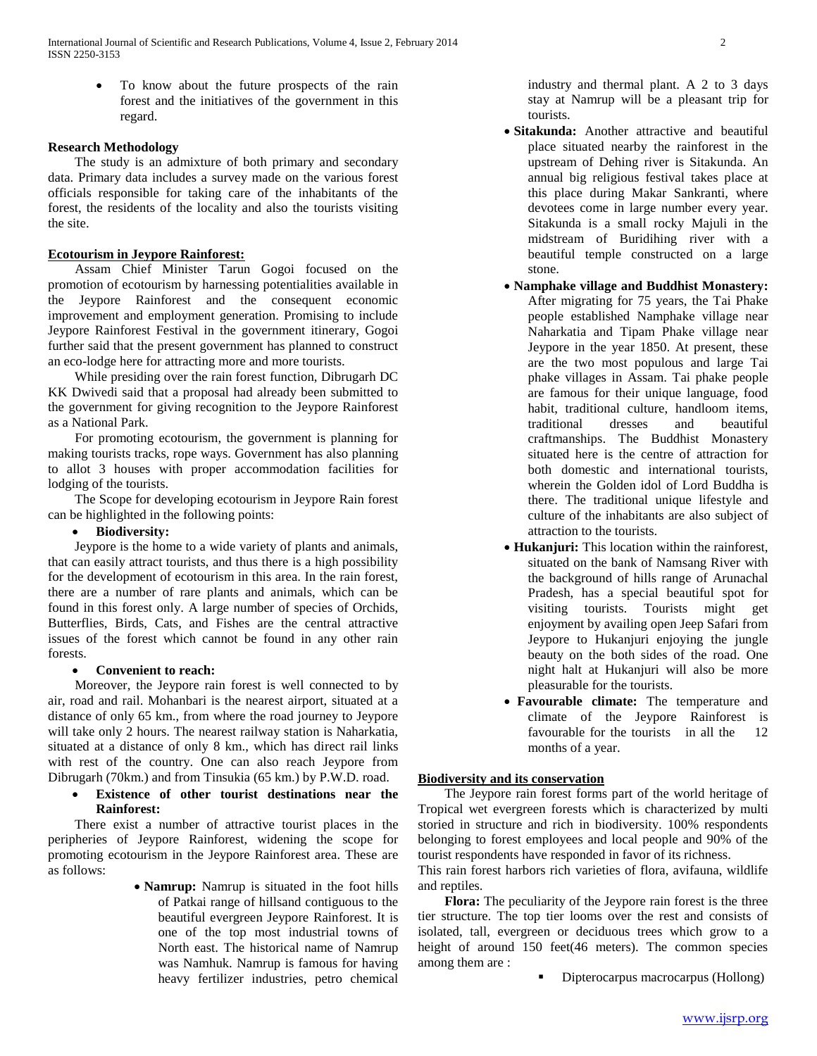- To know about the future prospects of the rain forest and the initiatives of the government in this regard.

**Research Methodology**

The study is an admixture of both primary and secondary data. Primary data includes a survey made on the various forest officials responsible for taking care of the inhabitants of the forest, the residents of the locality and also the tourists visiting the site.

**Ecotourism in Jeypore Rainforest:**

Assam Chief Minister Tarun Gogoi focused on the promotion of ecotourism by harnessing potentialities available in the Jeypore Rainforest and the consequent economic improvement and employment generation. Promising to include Jeypore Rainforest Festival in the government itinerary, Gogoi further said that the present government has planned to construct an eco-lodge here for attracting more and more tourists.

While presiding over the rain forest function, Dibrugarh DC KK Dwivedi said that a proposal had already been submitted to the government for giving recognition to the Jeypore Rainforest as a National Park.

For promoting ecotourism, the government is planning for making tourists tracks, rope ways. Government has also planning to allot 3 houses with proper accommodation facilities for lodging of the tourists.

The Scope for developing ecotourism in Jeypore Rain forest can be highlighted in the following points:

- **Biodiversity:**

Jeypore is the home to a wide variety of plants and animals, that can easily attract tourists, and thus there is a high possibility for the development of ecotourism in this area. In the rain forest, there are a number of rare plants and animals, which can be found in this forest only. A large number of species of Orchids, Butterflies, Birds, Cats, and Fishes are the central attractive issues of the forest which cannot be found in any other rain forests.

- **Convenient to reach:**

Moreover, the Jeypore rain forest is well connected to by air, road and rail. Mohanbari is the nearest airport, situated at a distance of only 65 km., from where the road journey to Jeypore will take only 2 hours. The nearest railway station is Naharkatia, situated at a distance of only 8 km., which has direct rail links with rest of the country. One can also reach Jeypore from Dibrugarh (70km.) and from Tinsukia (65 km.) by P.W.D. road.

- **Existence of other tourist destinations near the Rainforest:**

There exist a number of attractive tourist places in the peripheries of Jeypore Rainforest, widening the scope for promoting ecotourism in the Jeypore Rainforest area. These are as follows:

- **Namrup:** Namrup is situated in the foot hills of Patkai range of hillsand contiguous to the beautiful evergreen Jeypore Rainforest. It is one of the top most industrial towns of North east. The historical name of Namrup was Namhuk. Namrup is famous for having heavy fertilizer industries, petro chemical industry and thermal plant. A 2 to 3 days stay at Namrup will be a pleasant trip for tourists.
- **Sitakunda:** Another attractive and beautiful place situated nearby the rainforest in the upstream of Dehing river is Sitakunda. An annual big religious festival takes place at this place during Makar Sankranti, where devotees come in large number every year. Sitakunda is a small rocky Majuli in the midstream of Buridihing river with a beautiful temple constructed on a large stone.
- **Namphake village and Buddhist Monastery:** After migrating for 75 years, the Tai Phake people established Namphake village near Naharkatia and Tipam Phake village near Jeypore in the year 1850. At present, these are the two most populous and large Tai phake villages in Assam. Tai phake people are famous for their unique language, food habit, traditional culture, handloom items, traditional dresses and beautiful craftmanships. The Buddhist Monastery situated here is the centre of attraction for both domestic and international tourists, wherein the Golden idol of Lord Buddha is there. The traditional unique lifestyle and culture of the inhabitants are also subject of attraction to the tourists.
- **Hukanjuri:** This location within the rainforest, situated on the bank of Namsang River with the background of hills range of Arunachal Pradesh, has a special beautiful spot for visiting tourists. Tourists might get enjoyment by availing open Jeep Safari from Jeypore to Hukanjuri enjoying the jungle beauty on the both sides of the road. One night halt at Hukanjuri will also be more pleasurable for the tourists.
- **Favourable climate:** The temperature and climate of the Jeypore Rainforest is favourable for the tourists in all the 12 months of a year.

**Biodiversity and its conservation**

The Jeypore rain forest forms part of the world heritage of Tropical wet evergreen forests which is characterized by multi storied in structure and rich in biodiversity. 100% respondents belonging to forest employees and local people and 90% of the tourist respondents have responded in favor of its richness.

This rain forest harbors rich varieties of flora, avifauna, wildlife and reptiles.

**Flora:** The peculiarity of the Jeypore rain forest is the three tier structure. The top tier looms over the rest and consists of isolated, tall, evergreen or deciduous trees which grow to a height of around 150 feet(46 meters). The common species among them are :

- Dipterocarpus macrocarpus (Hollong)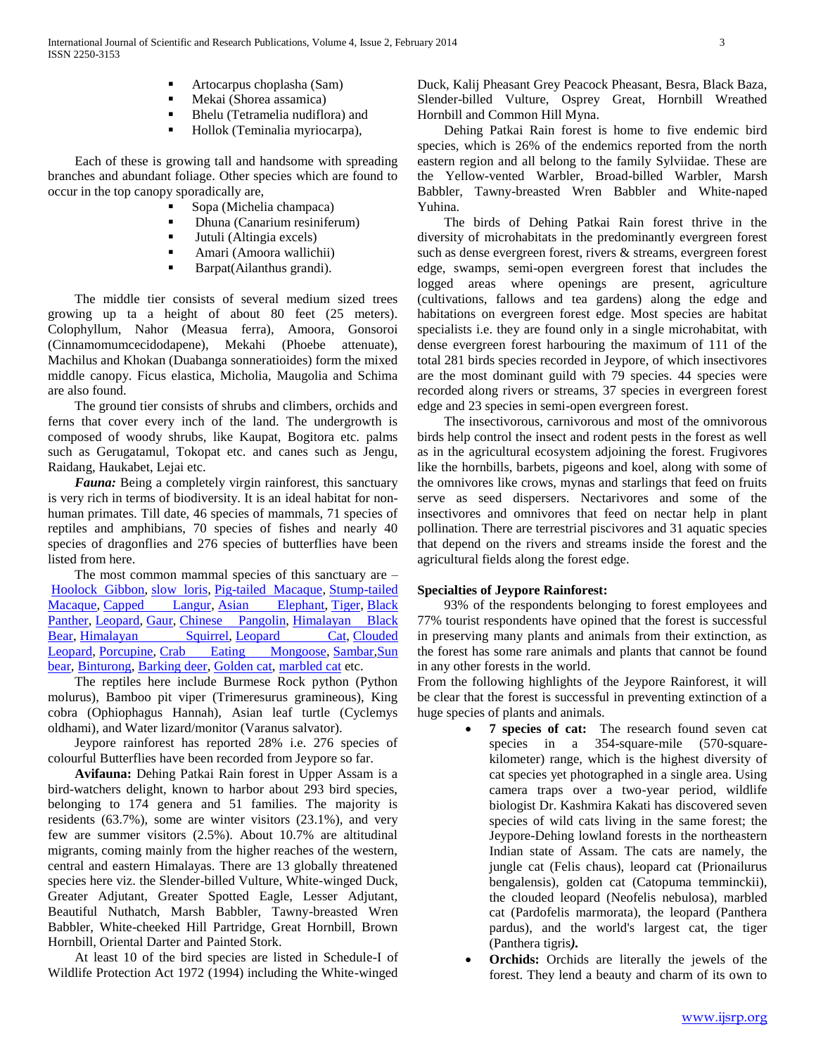- Artocarpus choplasha (Sam)
- Mekai (Shorea assamica)
- Bhelu (Tetramelia nudiflora) and
- Hollok (Teminalia myriocarpa),

Each of these is growing tall and handsome with spreading branches and abundant foliage. Other species which are found to occur in the top canopy sporadically are,

- Sopa (Michelia champaca)
- Dhuna (Canarium resiniferum)
- Jutuli (Altingia excels)
- Amari (Amoora wallichii)
- Barpat(Ailanthus grandi).

The middle tier consists of several medium sized trees growing up ta a height of about 80 feet (25 meters). Colophyllum, Nahor (Measua ferra), Amoora, Gonsoroi (Cinnamomumcecidodapene), Mekahi (Phoebe attenuate), Machilus and Khokan (Duabanga sonneratioides) form the mixed middle canopy. Ficus elastica, Micholia, Maugolia and Schima are also found.

The ground tier consists of shrubs and climbers, orchids and ferns that cover every inch of the land. The undergrowth is composed of woody shrubs, like Kaupat, Bogitora etc. palms such as Gerugatamul, Tokopat etc. and canes such as Jengu, Raidang, Haukabet, Lejai etc.

***Fauna:*** Being a completely virgin rainforest, this sanctuary is very rich in terms of biodiversity. It is an ideal habitat for non-human primates. Till date, 46 species of mammals, 71 species of reptiles and amphibians, 70 species of fishes and nearly 40 species of dragonflies and 276 species of butterflies have been listed from here.

The most common mammal species of this sanctuary are – Hoolock Gibbon, slow loris, Pig-tailed Macaque, Stump-tailed Macaque, Capped Langur, Asian Elephant, Tiger, Black Panther, Leopard, Gaur, Chinese Pangolin, Himalayan Black Bear, Himalayan Squirrel, Leopard Cat, Clouded Leopard, Porcupine, Crab Eating Mongoose, Sambar,Sun bear, Binturong, Barking deer, Golden cat, marbled cat etc.

The reptiles here include Burmese Rock python (Python molurus), Bamboo pit viper (Trimeresurus gramineous), King cobra (Ophiophagus Hannah), Asian leaf turtle (Cyclemys oldhami), and Water lizard/monitor (Varanus salvator).

Jeypore rainforest has reported 28% i.e. 276 species of colourful Butterflies have been recorded from Jeypore so far.

**Avifauna:** Dehing Patkai Rain forest in Upper Assam is a bird-watchers delight, known to harbor about 293 bird species, belonging to 174 genera and 51 families. The majority is residents (63.7%), some are winter visitors (23.1%), and very few are summer visitors (2.5%). About 10.7% are altitudinal migrants, coming mainly from the higher reaches of the western, central and eastern Himalayas. There are 13 globally threatened species here viz. the Slender-billed Vulture, White-winged Duck, Greater Adjutant, Greater Spotted Eagle, Lesser Adjutant, Beautiful Nuthatch, Marsh Babbler, Tawny-breasted Wren Babbler, White-cheeked Hill Partridge, Great Hornbill, Brown Hornbill, Oriental Darter and Painted Stork.

At least 10 of the bird species are listed in Schedule-I of Wildlife Protection Act 1972 (1994) including the White-winged Duck, Kalij Pheasant Grey Peacock Pheasant, Besra, Black Baza, Slender-billed Vulture, Osprey Great, Hornbill Wreathed Hornbill and Common Hill Myna.

Dehing Patkai Rain forest is home to five endemic bird species, which is 26% of the endemics reported from the north eastern region and all belong to the family Sylviidae. These are the Yellow-vented Warbler, Broad-billed Warbler, Marsh Babbler, Tawny-breasted Wren Babbler and White-naped Yuhina.

The birds of Dehing Patkai Rain forest thrive in the diversity of microhabitats in the predominantly evergreen forest such as dense evergreen forest, rivers & streams, evergreen forest edge, swamps, semi-open evergreen forest that includes the logged areas where openings are present, agriculture (cultivations, fallows and tea gardens) along the edge and habitations on evergreen forest edge. Most species are habitat specialists i.e. they are found only in a single microhabitat, with dense evergreen forest harbouring the maximum of 111 of the total 281 birds species recorded in Jeypore, of which insectivores are the most dominant guild with 79 species. 44 species were recorded along rivers or streams, 37 species in evergreen forest edge and 23 species in semi-open evergreen forest.

The insectivorous, carnivorous and most of the omnivorous birds help control the insect and rodent pests in the forest as well as in the agricultural ecosystem adjoining the forest. Frugivores like the hornbills, barbets, pigeons and koel, along with some of the omnivores like crows, mynas and starlings that feed on fruits serve as seed dispersers. Nectarivores and some of the insectivores and omnivores that feed on nectar help in plant pollination. There are terrestrial piscivores and 31 aquatic species that depend on the rivers and streams inside the forest and the agricultural fields along the forest edge.

**Specialties of Jeypore Rainforest:**

93% of the respondents belonging to forest employees and 77% tourist respondents have opined that the forest is successful in preserving many plants and animals from their extinction, as the forest has some rare animals and plants that cannot be found in any other forests in the world.

From the following highlights of the Jeypore Rainforest, it will be clear that the forest is successful in preventing extinction of a huge species of plants and animals.

- **7 species of cat:** The research found seven cat species in a 354-square-mile (570-square-kilometer) range, which is the highest diversity of cat species yet photographed in a single area. Using camera traps over a two-year period, wildlife biologist Dr. Kashmira Kakati has discovered seven species of wild cats living in the same forest; the Jeypore-Dehing lowland forests in the northeastern Indian state of Assam. The cats are namely, the jungle cat (Felis chaus), leopard cat (Prionailurus bengalensis), golden cat (Catopuma temminckii), the clouded leopard (Neofelis nebulosa), marbled cat (Pardofelis marmorata), the leopard (Panthera pardus), and the world's largest cat, the tiger (Panthera tigris***).***
- **Orchids:** Orchids are literally the jewels of the forest. They lend a beauty and charm of its own to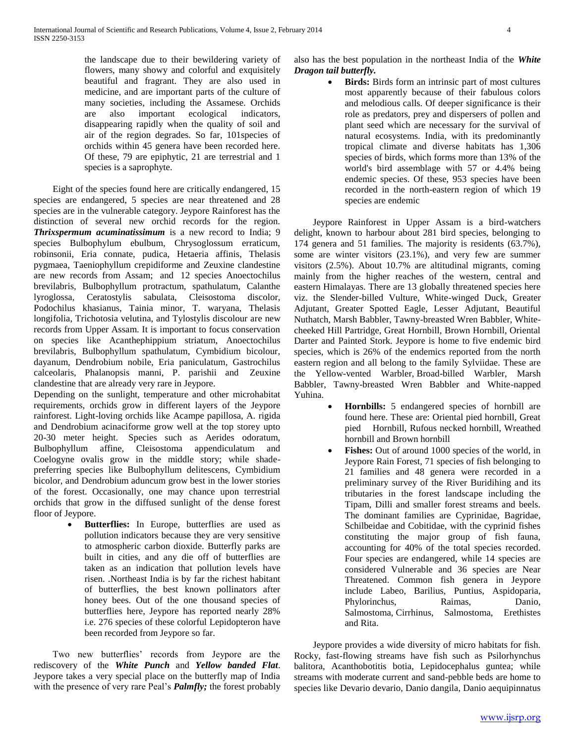the landscape due to their bewildering variety of flowers, many showy and colorful and exquisitely beautiful and fragrant. They are also used in medicine, and are important parts of the culture of many societies, including the Assamese. Orchids are also important ecological indicators, disappearing rapidly when the quality of soil and air of the region degrades. So far, 101species of orchids within 45 genera have been recorded here. Of these, 79 are epiphytic, 21 are terrestrial and 1 species is a saprophyte.

Eight of the species found here are critically endangered, 15 species are endangered, 5 species are near threatened and 28 species are in the vulnerable category. Jeypore Rainforest has the distinction of several new orchid records for the region. ***Thrixspermum acuminatissimum*** is a new record to India; 9 species Bulbophylum ebulbum, Chrysoglossum erraticum, robinsonii, Eria connate, pudica, Hetaeria affinis, Thelasis pygmaea, Taeniophyllum crepidiforme and Zeuxine clandestine are new records from Assam; and 12 species Anoectochilus brevilabris, Bulbophyllum protractum, spathulatum, Calanthe lyroglossa, Ceratostylis sabulata, Cleisostoma discolor, Podochilus khasianus, Tainia minor, T. waryana, Thelasis longifolia, Trichotosia velutina, and Tylostylis discolour are new records from Upper Assam. It is important to focus conservation on species like Acanthephippium striatum, Anoectochilus brevilabris, Bulbophyllum spathulatum, Cymbidium bicolour, dayanum, Dendrobium nobile, Eria paniculatum, Gastrochilus calceolaris, Phalanopsis manni, P. parishii and Zeuxine clandestine that are already very rare in Jeypore.

Depending on the sunlight, temperature and other microhabitat requirements, orchids grow in different layers of the Jeypore rainforest. Light-loving orchids like Acampe papillosa, A. rigida and Dendrobium acinaciforme grow well at the top storey upto 20-30 meter height. Species such as Aerides odoratum, Bulbophyllum affine, Cleisostoma appendiculatum and Coelogyne ovalis grow in the middle story; while shade-preferring species like Bulbophyllum delitescens, Cymbidium bicolor, and Dendrobium aduncum grow best in the lower stories of the forest. Occasionally, one may chance upon terrestrial orchids that grow in the diffused sunlight of the dense forest floor of Jeypore.

- **Butterflies:** In Europe, butterflies are used as pollution indicators because they are very sensitive to atmospheric carbon dioxide. Butterfly parks are built in cities, and any die off of butterflies are taken as an indication that pollution levels have risen. .Northeast India is by far the richest habitant of butterflies, the best known pollinators after honey bees. Out of the one thousand species of butterflies here, Jeypore has reported nearly 28% i.e. 276 species of these colorful Lepidopteron have been recorded from Jeypore so far.

Two new butterflies' records from Jeypore are the rediscovery of the ***White Punch*** and ***Yellow banded Flat***. Jeypore takes a very special place on the butterfly map of India with the presence of very rare Peal's ***Palmfly;*** the forest probably also has the best population in the northeast India of the ***White Dragon tail butterfly.***

- **Birds:** Birds form an intrinsic part of most cultures most apparently because of their fabulous colors and melodious calls. Of deeper significance is their role as predators, prey and dispersers of pollen and plant seed which are necessary for the survival of natural ecosystems. India, with its predominantly tropical climate and diverse habitats has 1,306 species of birds, which forms more than 13% of the world's bird assemblage with 57 or 4.4% being endemic species. Of these, 953 species have been recorded in the north-eastern region of which 19 species are endemic

Jeypore Rainforest in Upper Assam is a bird-watchers delight, known to harbour about 281 bird species, belonging to 174 genera and 51 families. The majority is residents (63.7%), some are winter visitors (23.1%), and very few are summer visitors (2.5%). About 10.7% are altitudinal migrants, coming mainly from the higher reaches of the western, central and eastern Himalayas. There are 13 globally threatened species here viz. the Slender-billed Vulture, White-winged Duck, Greater Adjutant, Greater Spotted Eagle, Lesser Adjutant, Beautiful Nuthatch, Marsh Babbler, Tawny-breasted Wren Babbler, White-cheeked Hill Partridge, Great Hornbill, Brown Hornbill, Oriental Darter and Painted Stork. Jeypore is home to five endemic bird species, which is 26% of the endemics reported from the north eastern region and all belong to the family Sylviidae. These are the Yellow-vented Warbler, Broad-billed Warbler, Marsh Babbler, Tawny-breasted Wren Babbler and White-napped Yuhina.

- **Hornbills:** 5 endangered species of hornbill are found here. These are: Oriental pied hornbill, Great pied Hornbill, Rufous necked hornbill, Wreathed hornbill and Brown hornbill
- **Fishes:** Out of around 1000 species of the world, in Jeypore Rain Forest, 71 species of fish belonging to 21 families and 48 genera were recorded in a preliminary survey of the River Buridihing and its tributaries in the forest landscape including the Tipam, Dilli and smaller forest streams and beels. The dominant families are Cyprinidae, Bagridae, Schilbeidae and Cobitidae, with the cyprinid fishes constituting the major group of fish fauna, accounting for 40% of the total species recorded. Four species are endangered, while 14 species are considered Vulnerable and 36 species are Near Threatened. Common fish genera in Jeypore include Labeo, Barilius, Puntius, Aspidoparia, Phylorinchus, Raimas, Danio, Salmostoma, Cirrhinus, Salmostoma, Erethistes and Rita.

Jeypore provides a wide diversity of micro habitats for fish. Rocky, fast-flowing streams have fish such as Psilorhynchus balitora, Acanthobotitis botia, Lepidocephalus guntea; while streams with moderate current and sand-pebble beds are home to species like Devario devario, Danio dangila, Danio aequipinnatus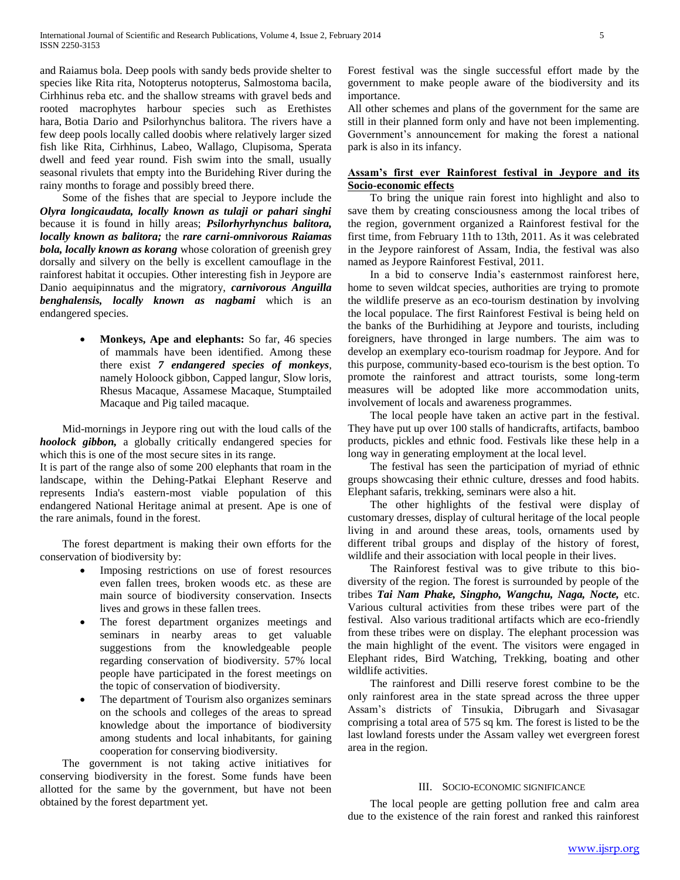and Raiamus bola. Deep pools with sandy beds provide shelter to species like Rita rita, Notopterus notopterus, Salmostoma bacila, Cirhhinus reba etc. and the shallow streams with gravel beds and rooted macrophytes harbour species such as Erethistes hara, Botia Dario and Psilorhynchus balitora. The rivers have a few deep pools locally called doobis where relatively larger sized fish like Rita, Cirhhinus, Labeo, Wallago, Clupisoma, Sperata dwell and feed year round. Fish swim into the small, usually seasonal rivulets that empty into the Buridehing River during the rainy months to forage and possibly breed there.

Some of the fishes that are special to Jeypore include the ***Olyra longicaudata, locally known as tulaji or pahari singhi*** because it is found in hilly areas; ***Psilorhyrhynchus balitora, locally known as balitora;*** the ***rare carni-omnivorous Raiamas bola, locally known as korang*** whose coloration of greenish grey dorsally and silvery on the belly is excellent camouflage in the rainforest habitat it occupies. Other interesting fish in Jeypore are Danio aequipinnatus and the migratory, ***carnivorous Anguilla benghalensis, locally known as nagbami*** which is an endangered species.

- **Monkeys, Ape and elephants:** So far, 46 species of mammals have been identified. Among these there exist ***7 endangered species of monkeys***, namely Holoock gibbon, Capped langur, Slow loris, Rhesus Macaque, Assamese Macaque, Stumptailed Macaque and Pig tailed macaque.

Mid-mornings in Jeypore ring out with the loud calls of the ***hoolock gibbon,*** a globally critically endangered species for which this is one of the most secure sites in its range.

It is part of the range also of some 200 elephants that roam in the landscape, within the Dehing-Patkai Elephant Reserve and represents India's eastern-most viable population of this endangered National Heritage animal at present. Ape is one of the rare animals, found in the forest.

The forest department is making their own efforts for the conservation of biodiversity by:

- Imposing restrictions on use of forest resources even fallen trees, broken woods etc. as these are main source of biodiversity conservation. Insects lives and grows in these fallen trees.
- The forest department organizes meetings and seminars in nearby areas to get valuable suggestions from the knowledgeable people regarding conservation of biodiversity. 57% local people have participated in the forest meetings on the topic of conservation of biodiversity.
- The department of Tourism also organizes seminars on the schools and colleges of the areas to spread knowledge about the importance of biodiversity among students and local inhabitants, for gaining cooperation for conserving biodiversity.

The government is not taking active initiatives for conserving biodiversity in the forest. Some funds have been allotted for the same by the government, but have not been obtained by the forest department yet.

Forest festival was the single successful effort made by the government to make people aware of the biodiversity and its importance.

All other schemes and plans of the government for the same are still in their planned form only and have not been implementing. Government's announcement for making the forest a national park is also in its infancy.

## Assam's first ever Rainforest festival in Jeypore and its Socio-economic effects

To bring the unique rain forest into highlight and also to save them by creating consciousness among the local tribes of the region, government organized a Rainforest festival for the first time, from February 11th to 13th, 2011. As it was celebrated in the Jeypore rainforest of Assam, India, the festival was also named as Jeypore Rainforest Festival, 2011.

In a bid to conserve India's easternmost rainforest here, home to seven wildcat species, authorities are trying to promote the wildlife preserve as an eco-tourism destination by involving the local populace. The first Rainforest Festival is being held on the banks of the Burhidihing at Jeypore and tourists, including foreigners, have thronged in large numbers. The aim was to develop an exemplary eco-tourism roadmap for Jeypore. And for this purpose, community-based eco-tourism is the best option. To promote the rainforest and attract tourists, some long-term measures will be adopted like more accommodation units, involvement of locals and awareness programmes.

The local people have taken an active part in the festival. They have put up over 100 stalls of handicrafts, artifacts, bamboo products, pickles and ethnic food. Festivals like these help in a long way in generating employment at the local level.

The festival has seen the participation of myriad of ethnic groups showcasing their ethnic culture, dresses and food habits. Elephant safaris, trekking, seminars were also a hit.

The other highlights of the festival were display of customary dresses, display of cultural heritage of the local people living in and around these areas, tools, ornaments used by different tribal groups and display of the history of forest, wildlife and their association with local people in their lives.

The Rainforest festival was to give tribute to this bio-diversity of the region. The forest is surrounded by people of the tribes ***Tai Nam Phake, Singpho, Wangchu, Naga, Nocte,*** etc. Various cultural activities from these tribes were part of the festival. Also various traditional artifacts which are eco-friendly from these tribes were on display. The elephant procession was the main highlight of the event. The visitors were engaged in Elephant rides, Bird Watching, Trekking, boating and other wildlife activities.

The rainforest and Dilli reserve forest combine to be the only rainforest area in the state spread across the three upper Assam's districts of Tinsukia, Dibrugarh and Sivasagar comprising a total area of 575 sq km. The forest is listed to be the last lowland forests under the Assam valley wet evergreen forest area in the region.

## III. Socio-economic significance

The local people are getting pollution free and calm area due to the existence of the rain forest and ranked this rainforest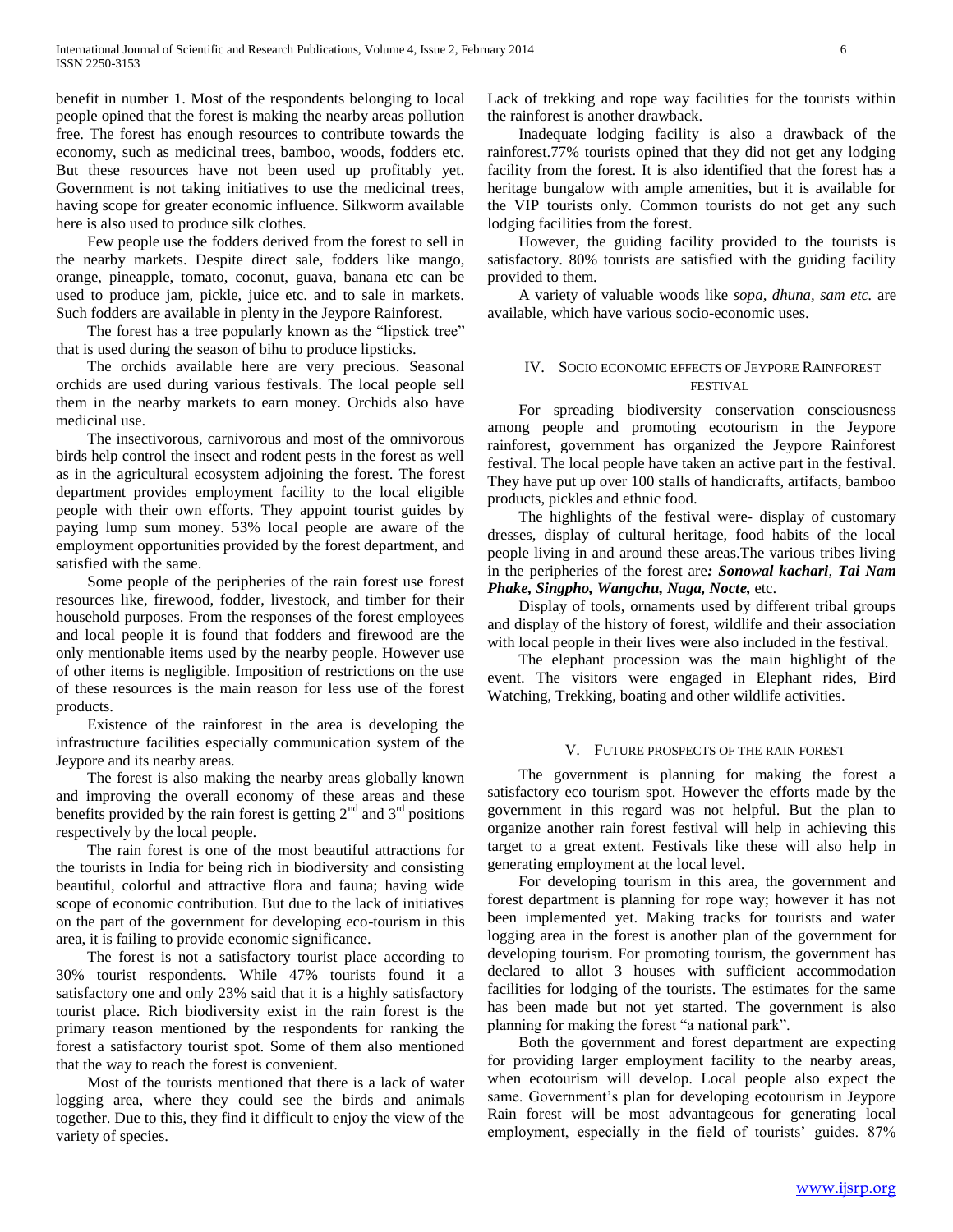benefit in number 1. Most of the respondents belonging to local people opined that the forest is making the nearby areas pollution free. The forest has enough resources to contribute towards the economy, such as medicinal trees, bamboo, woods, fodders etc. But these resources have not been used up profitably yet. Government is not taking initiatives to use the medicinal trees, having scope for greater economic influence. Silkworm available here is also used to produce silk clothes.

Few people use the fodders derived from the forest to sell in the nearby markets. Despite direct sale, fodders like mango, orange, pineapple, tomato, coconut, guava, banana etc can be used to produce jam, pickle, juice etc. and to sale in markets. Such fodders are available in plenty in the Jeypore Rainforest.

The forest has a tree popularly known as the "lipstick tree" that is used during the season of bihu to produce lipsticks.

The orchids available here are very precious. Seasonal orchids are used during various festivals. The local people sell them in the nearby markets to earn money. Orchids also have medicinal use.

The insectivorous, carnivorous and most of the omnivorous birds help control the insect and rodent pests in the forest as well as in the agricultural ecosystem adjoining the forest. The forest department provides employment facility to the local eligible people with their own efforts. They appoint tourist guides by paying lump sum money. 53% local people are aware of the employment opportunities provided by the forest department, and satisfied with the same.

Some people of the peripheries of the rain forest use forest resources like, firewood, fodder, livestock, and timber for their household purposes. From the responses of the forest employees and local people it is found that fodders and firewood are the only mentionable items used by the nearby people. However use of other items is negligible. Imposition of restrictions on the use of these resources is the main reason for less use of the forest products.

Existence of the rainforest in the area is developing the infrastructure facilities especially communication system of the Jeypore and its nearby areas.

The forest is also making the nearby areas globally known and improving the overall economy of these areas and these benefits provided by the rain forest is getting 2nd and 3rd positions respectively by the local people.

The rain forest is one of the most beautiful attractions for the tourists in India for being rich in biodiversity and consisting beautiful, colorful and attractive flora and fauna; having wide scope of economic contribution. But due to the lack of initiatives on the part of the government for developing eco-tourism in this area, it is failing to provide economic significance.

The forest is not a satisfactory tourist place according to 30% tourist respondents. While 47% tourists found it a satisfactory one and only 23% said that it is a highly satisfactory tourist place. Rich biodiversity exist in the rain forest is the primary reason mentioned by the respondents for ranking the forest a satisfactory tourist spot. Some of them also mentioned that the way to reach the forest is convenient.

Most of the tourists mentioned that there is a lack of water logging area, where they could see the birds and animals together. Due to this, they find it difficult to enjoy the view of the variety of species.

Lack of trekking and rope way facilities for the tourists within the rainforest is another drawback.

Inadequate lodging facility is also a drawback of the rainforest.77% tourists opined that they did not get any lodging facility from the forest. It is also identified that the forest has a heritage bungalow with ample amenities, but it is available for the VIP tourists only. Common tourists do not get any such lodging facilities from the forest.

However, the guiding facility provided to the tourists is satisfactory. 80% tourists are satisfied with the guiding facility provided to them.

A variety of valuable woods like *sopa, dhuna, sam etc.* are available, which have various socio-economic uses.

## IV. Socio Economic Effects of Jeypore Rainforest Festival

For spreading biodiversity conservation consciousness among people and promoting ecotourism in the Jeypore rainforest, government has organized the Jeypore Rainforest festival. The local people have taken an active part in the festival. They have put up over 100 stalls of handicrafts, artifacts, bamboo products, pickles and ethnic food.

The highlights of the festival were- display of customary dresses, display of cultural heritage, food habits of the local people living in and around these areas.The various tribes living in the peripheries of the forest are***: Sonowal kachari***, ***Tai Nam Phake, Singpho, Wangchu, Naga, Nocte,*** etc.

Display of tools, ornaments used by different tribal groups and display of the history of forest, wildlife and their association with local people in their lives were also included in the festival.

The elephant procession was the main highlight of the event. The visitors were engaged in Elephant rides, Bird Watching, Trekking, boating and other wildlife activities.

## V. Future Prospects of the Rain Forest

The government is planning for making the forest a satisfactory eco tourism spot. However the efforts made by the government in this regard was not helpful. But the plan to organize another rain forest festival will help in achieving this target to a great extent. Festivals like these will also help in generating employment at the local level.

For developing tourism in this area, the government and forest department is planning for rope way; however it has not been implemented yet. Making tracks for tourists and water logging area in the forest is another plan of the government for developing tourism. For promoting tourism, the government has declared to allot 3 houses with sufficient accommodation facilities for lodging of the tourists. The estimates for the same has been made but not yet started. The government is also planning for making the forest "a national park".

Both the government and forest department are expecting for providing larger employment facility to the nearby areas, when ecotourism will develop. Local people also expect the same. Government's plan for developing ecotourism in Jeypore Rain forest will be most advantageous for generating local employment, especially in the field of tourists' guides. 87%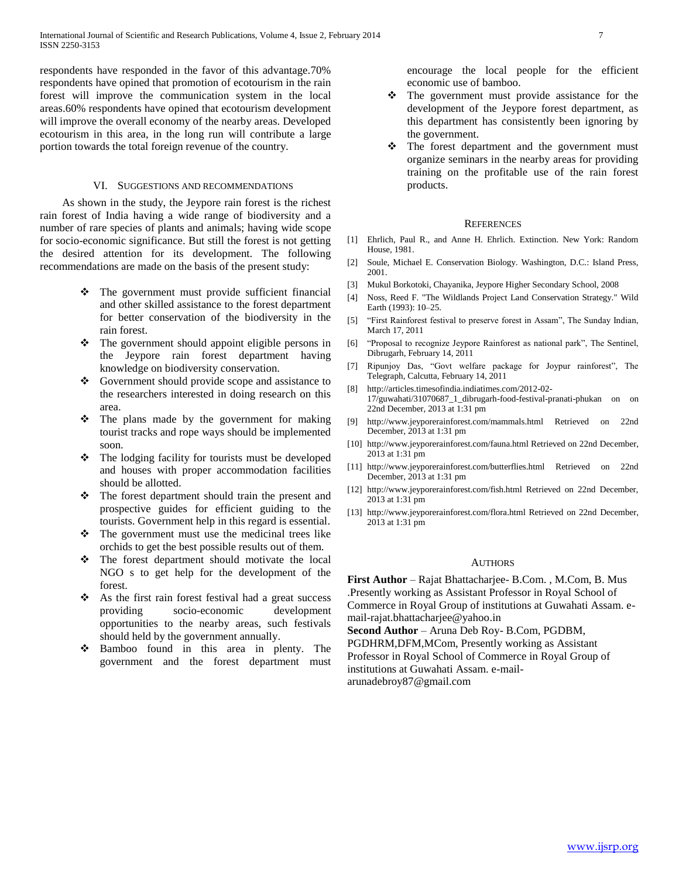respondents have responded in the favor of this advantage.70% respondents have opined that promotion of ecotourism in the rain forest will improve the communication system in the local areas.60% respondents have opined that ecotourism development will improve the overall economy of the nearby areas. Developed ecotourism in this area, in the long run will contribute a large portion towards the total foreign revenue of the country.

## VI. Suggestions and Recommendations

As shown in the study, the Jeypore rain forest is the richest rain forest of India having a wide range of biodiversity and a number of rare species of plants and animals; having wide scope for socio-economic significance. But still the forest is not getting the desired attention for its development. The following recommendations are made on the basis of the present study:

- ❖ The government must provide sufficient financial and other skilled assistance to the forest department for better conservation of the biodiversity in the rain forest.
- ❖ The government should appoint eligible persons in the Jeypore rain forest department having knowledge on biodiversity conservation.
- ❖ Government should provide scope and assistance to the researchers interested in doing research on this area.
- ❖ The plans made by the government for making tourist tracks and rope ways should be implemented soon.
- ❖ The lodging facility for tourists must be developed and houses with proper accommodation facilities should be allotted.
- ❖ The forest department should train the present and prospective guides for efficient guiding to the tourists. Government help in this regard is essential.
- ❖ The government must use the medicinal trees like orchids to get the best possible results out of them.
- ❖ The forest department should motivate the local NGO s to get help for the development of the forest.
- ❖ As the first rain forest festival had a great success providing socio-economic development opportunities to the nearby areas, such festivals should held by the government annually.
- ❖ Bamboo found in this area in plenty. The government and the forest department must encourage the local people for the efficient economic use of bamboo.
- ❖ The government must provide assistance for the development of the Jeypore forest department, as this department has consistently been ignoring by the government.
- ❖ The forest department and the government must organize seminars in the nearby areas for providing training on the profitable use of the rain forest products.

## References

[1] Ehrlich, Paul R., and Anne H. Ehrlich. Extinction. New York: Random House, 1981.

[2] Soule, Michael E. Conservation Biology. Washington, D.C.: Island Press, 2001.

[3] Mukul Borkotoki, Chayanika, Jeypore Higher Secondary School, 2008

[4] Noss, Reed F. "The Wildlands Project Land Conservation Strategy." Wild Earth (1993): 10–25.

[5] "First Rainforest festival to preserve forest in Assam", The Sunday Indian, March 17, 2011

[6] "Proposal to recognize Jeypore Rainforest as national park", The Sentinel, Dibrugarh, February 14, 2011

[7] Ripunjoy Das, "Govt welfare package for Joypur rainforest", The Telegraph, Calcutta, February 14, 2011

[8] http://articles.timesofindia.indiatimes.com/2012-02-17/guwahati/31070687_1_dibrugarh-food-festival-pranati-phukan on on 22nd December, 2013 at 1:31 pm

[9] http://www.jeyporerainforest.com/mammals.html Retrieved on 22nd December, 2013 at 1:31 pm

[10] http://www.jeyporerainforest.com/fauna.html Retrieved on 22nd December, 2013 at 1:31 pm

[11] http://www.jeyporerainforest.com/butterflies.html Retrieved on 22nd December, 2013 at 1:31 pm

[12] http://www.jeyporerainforest.com/fish.html Retrieved on 22nd December, 2013 at 1:31 pm

[13] http://www.jeyporerainforest.com/flora.html Retrieved on 22nd December, 2013 at 1:31 pm

## Authors

**First Author** – Rajat Bhattacharjee- B.Com. , M.Com, B. Mus .Presently working as Assistant Professor in Royal School of Commerce in Royal Group of institutions at Guwahati Assam. e-mail-rajat.bhattacharjee@yahoo.in

**Second Author** – Aruna Deb Roy- B.Com, PGDBM, PGDHRM,DFM,MCom, Presently working as Assistant Professor in Royal School of Commerce in Royal Group of institutions at Guwahati Assam. e-mail-arunadebroy87@gmail.com